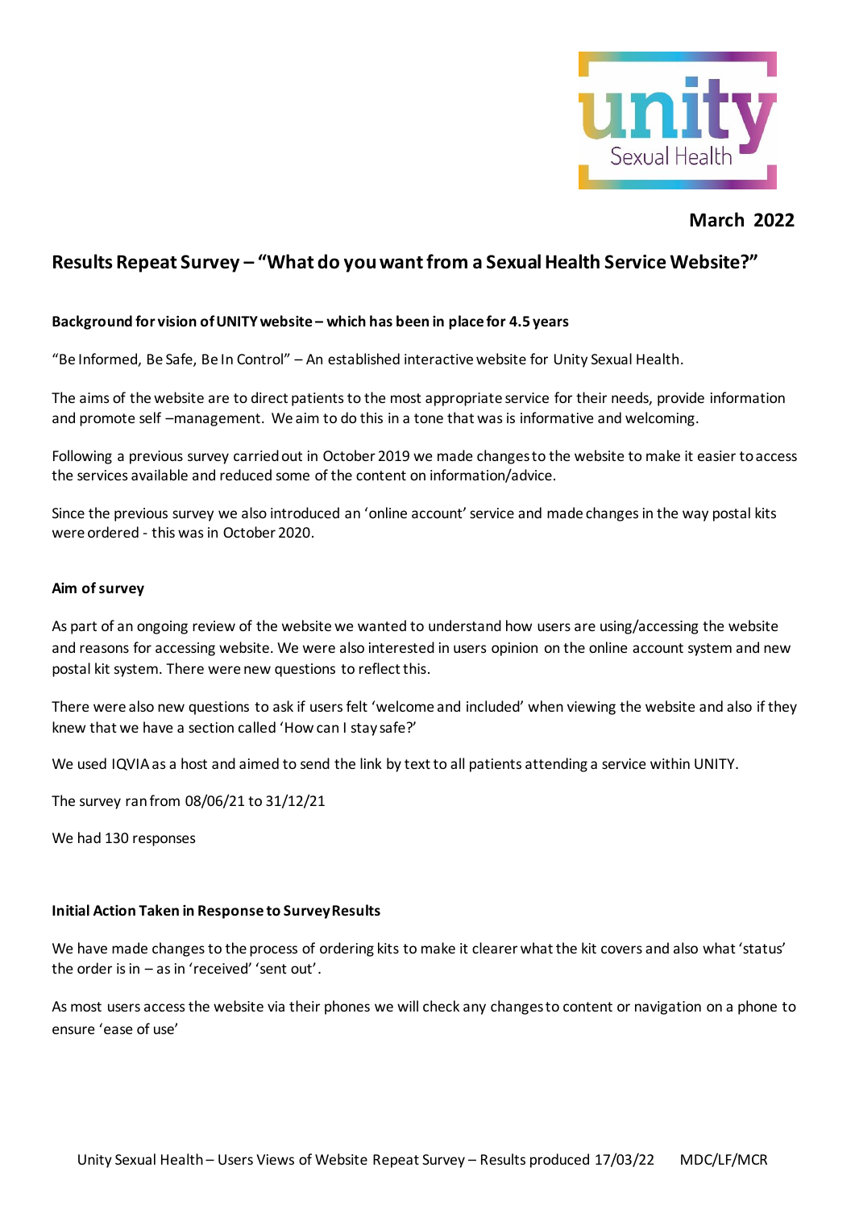**March 2022**

# Results Repeat Survey – "What do you want from a Sexual Health Service Website?"

**Background for vision of UNITY website – which has been in place for 4.5 years**

"Be Informed, Be Safe, Be In Control" – An established interactive website for Unity Sexual Health.

The aims of the website are to direct patients to the most appropriate service for their needs, provide information and promote self –management. We aim to do this in a tone that was is informative and welcoming.

Following a previous survey carried out in October 2019 we made changes to the website to make it easier to access the services available and reduced some of the content on information/advice.

Since the previous survey we also introduced an 'online account' service and made changes in the way postal kits were ordered - this was in October 2020.

**Aim of survey**

As part of an ongoing review of the website we wanted to understand how users are using/accessing the website and reasons for accessing website. We were also interested in users opinion on the online account system and new postal kit system. There were new questions to reflect this.

There were also new questions to ask if users felt 'welcome and included' when viewing the website and also if they knew that we have a section called 'How can I stay safe?'

We used IQVIA as a host and aimed to send the link by text to all patients attending a service within UNITY.

The survey ran from 08/06/21 to 31/12/21

We had 130 responses

**Initial Action Taken in Response to Survey Results**

We have made changes to the process of ordering kits to make it clearer what the kit covers and also what 'status' the order is in – as in 'received' 'sent out'.

As most users access the website via their phones we will check any changes to content or navigation on a phone to ensure 'ease of use'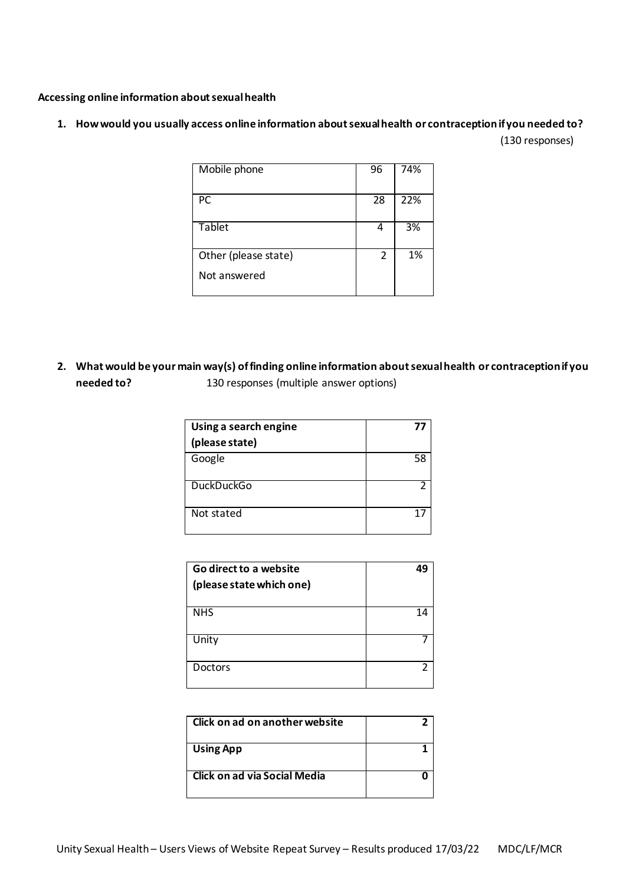**Accessing online information about sexual health**

1. **How would you usually access online information about sexual health or contraception if you needed to?**

(130 responses)

| | | |
|---|---|---|
| Mobile phone | 96 | 74% |
| PC | 28 | 22% |
| Tablet | 4 | 3% |
| Other (please state)<br>Not answered | 2 | 1% |

2. **What would be your main way(s) of finding online information about sexual health or contraception if you needed to?** 130 responses (multiple answer options)

| **Using a search engine (please state)** | **77** |
|---|---|
| Google | 58 |
| DuckDuckGo | 2 |
| Not stated | 17 |

| **Go direct to a website (please state which one)** | **49** |
|---|---|
| NHS | 14 |
| Unity | 7 |
| Doctors | 2 |

| **Click on ad on another website** | **2** |
|---|---|
| **Using App** | **1** |
| **Click on ad via Social Media** | **0** |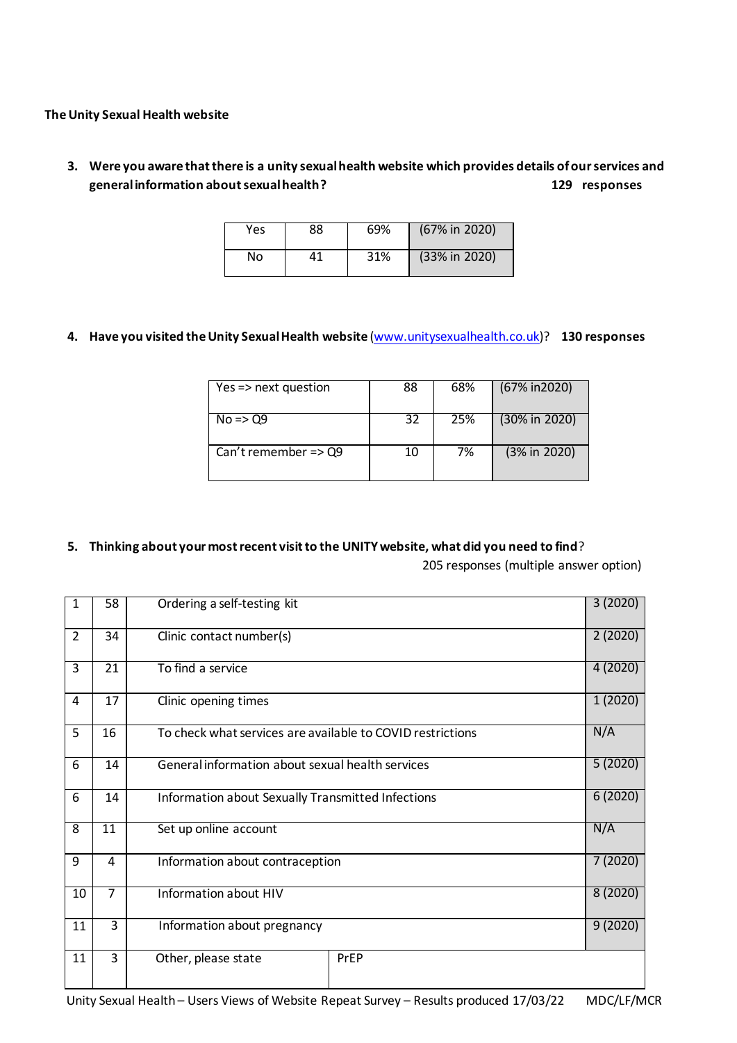**The Unity Sexual Health website**

3. **Were you aware that there is a unity sexual health website which provides details of our services and general information about sexual health?** **129 responses**

| | | | |
|---|---|---|---|
| Yes | 88 | 69% | (67% in 2020) |
| No | 41 | 31% | (33% in 2020) |

4. **Have you visited the Unity Sexual Health website** (www.unitysexualhealth.co.uk)? **130 responses**

| | | | |
|---|---|---|---|
| Yes => next question | 88 | 68% | (67% in2020) |
| No => Q9 | 32 | 25% | (30% in 2020) |
| Can't remember => Q9 | 10 | 7% | (3% in 2020) |

5. **Thinking about your most recent visit to the UNITY website, what did you need to find?**

205 responses (multiple answer option)

| | | | |
|---|---|---|---|
| 1 | 58 | Ordering a self-testing kit | 3 (2020) |
| 2 | 34 | Clinic contact number(s) | 2 (2020) |
| 3 | 21 | To find a service | 4 (2020) |
| 4 | 17 | Clinic opening times | 1 (2020) |
| 5 | 16 | To check what services are available to COVID restrictions | N/A |
| 6 | 14 | General information about sexual health services | 5 (2020) |
| 6 | 14 | Information about Sexually Transmitted Infections | 6 (2020) |
| 8 | 11 | Set up online account | N/A |
| 9 | 4 | Information about contraception | 7 (2020) |
| 10 | 7 | Information about HIV | 8 (2020) |
| 11 | 3 | Information about pregnancy | 9 (2020) |
| 11 | 3 | Other, please state | PrEP |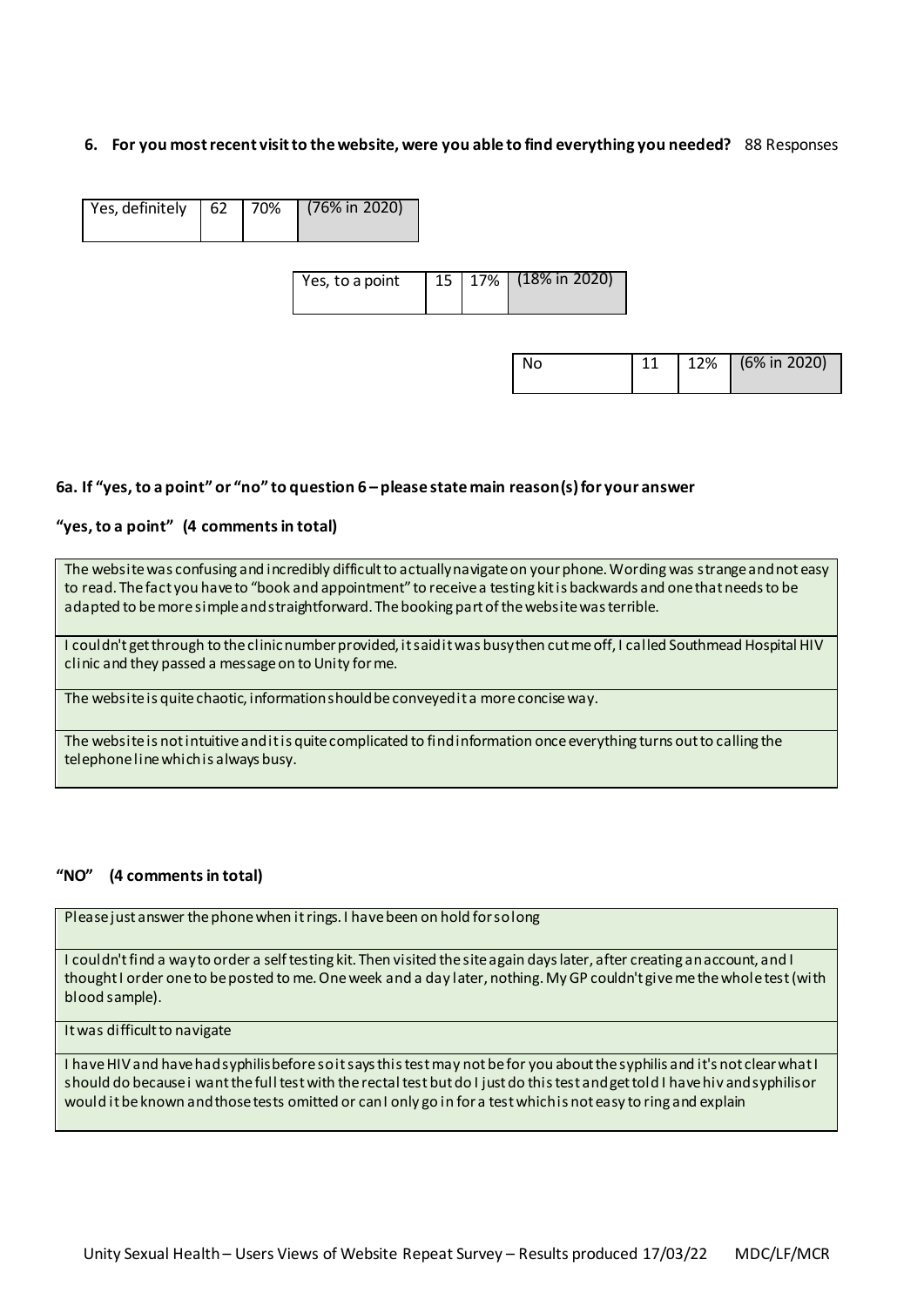**6. For you most recent visit to the website, were you able to find everything you needed?** 88 Responses

| Response | Count | % | 2020 |
|---|---|---|---|
| Yes, definitely | 62 | 70% | (76% in 2020) |
| Yes, to a point | 15 | 17% | (18% in 2020) |
| No | 11 | 12% | (6% in 2020) |

**6a. If "yes, to a point" or "no" to question 6 – please state main reason(s) for your answer**

**"yes, to a point" (4 comments in total)**

| |
|---|
| The website was confusing and incredibly difficult to actually navigate on your phone. Wording was strange and not easy to read. The fact you have to "book and appointment" to receive a testing kit is backwards and one that needs to be adapted to be more simple and straightforward. The booking part of the website was terrible. |
| I couldn't get through to the clinic number provided, it said it was busy then cut me off, I called Southmead Hospital HIV clinic and they passed a message on to Unity for me. |
| The website is quite chaotic, information should be conveyed it a more concise way. |
| The website is not intuitive and it is quite complicated to find information once everything turns out to calling the telephone line which is always busy. |

**"NO" (4 comments in total)**

| |
|---|
| Please just answer the phone when it rings. I have been on hold for so long |
| I couldn't find a way to order a self testing kit. Then visited the site again days later, after creating an account, and I thought I order one to be posted to me. One week and a day later, nothing. My GP couldn't give me the whole test (with blood sample). |
| It was difficult to navigate |
| I have HIV and have had syphilis before so it says this test may not be for you about the syphilis and it's not clear what I should do because i want the full test with the rectal test but do I just do this test and get told I have hiv and syphilis or would it be known and those tests omitted or can I only go in for a test which is not easy to ring and explain |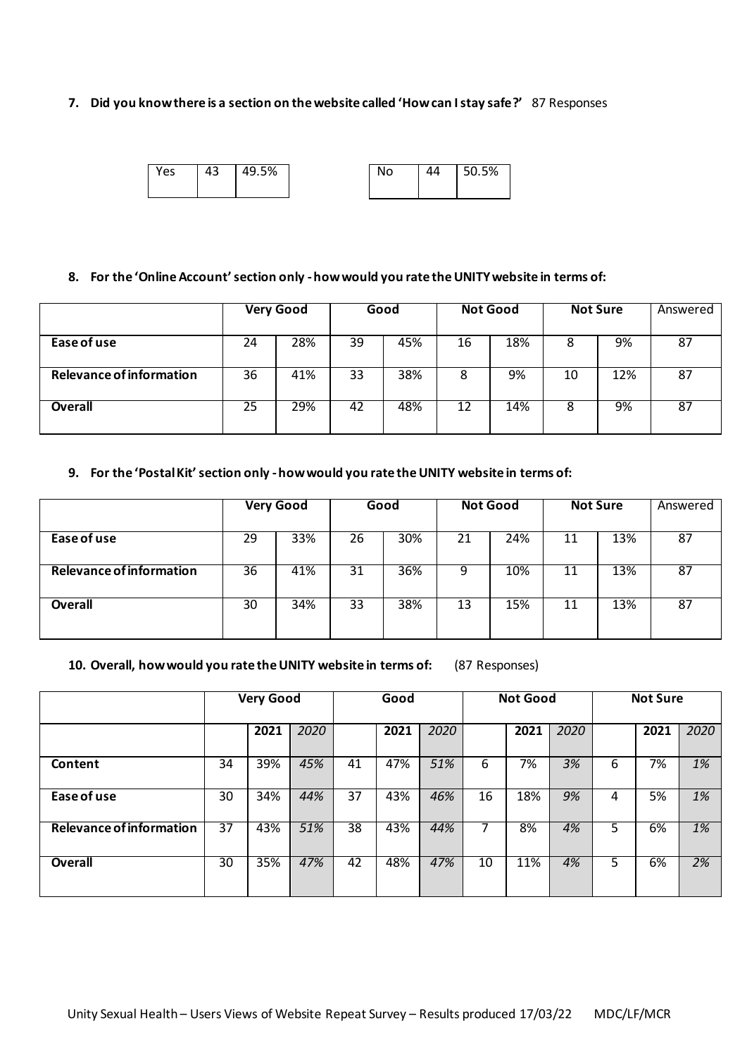**7. Did you know there is a section on the website called 'How can I stay safe?'** 87 Responses

| Yes | 43 | 49.5% |
|---|---|---|

| No | 44 | 50.5% |
|---|---|---|

**8. For the 'Online Account' section only - how would you rate the UNITY website in terms of:**

| | Very Good | | Good | | Not Good | | Not Sure | | Answered |
|---|---|---|---|---|---|---|---|---|---|
| **Ease of use** | 24 | 28% | 39 | 45% | 16 | 18% | 8 | 9% | 87 |
| **Relevance of information** | 36 | 41% | 33 | 38% | 8 | 9% | 10 | 12% | 87 |
| **Overall** | 25 | 29% | 42 | 48% | 12 | 14% | 8 | 9% | 87 |

**9. For the 'Postal Kit' section only - how would you rate the UNITY website in terms of:**

| | Very Good | | Good | | Not Good | | Not Sure | | Answered |
|---|---|---|---|---|---|---|---|---|---|
| **Ease of use** | 29 | 33% | 26 | 30% | 21 | 24% | 11 | 13% | 87 |
| **Relevance of information** | 36 | 41% | 31 | 36% | 9 | 10% | 11 | 13% | 87 |
| **Overall** | 30 | 34% | 33 | 38% | 13 | 15% | 11 | 13% | 87 |

**10. Overall, how would you rate the UNITY website in terms of:** (87 Responses)

| | Very Good | | | Good | | | Not Good | | | Not Sure | | |
|---|---|---|---|---|---|---|---|---|---|---|---|---|
| | | **2021** | *2020* | | **2021** | *2020* | | **2021** | *2020* | | **2021** | *2020* |
| **Content** | 34 | 39% | *45%* | 41 | 47% | *51%* | 6 | 7% | *3%* | 6 | 7% | *1%* |
| **Ease of use** | 30 | 34% | *44%* | 37 | 43% | *46%* | 16 | 18% | *9%* | 4 | 5% | *1%* |
| **Relevance of information** | 37 | 43% | *51%* | 38 | 43% | *44%* | 7 | 8% | *4%* | 5 | 6% | *1%* |
| **Overall** | 30 | 35% | *47%* | 42 | 48% | *47%* | 10 | 11% | *4%* | 5 | 6% | *2%* |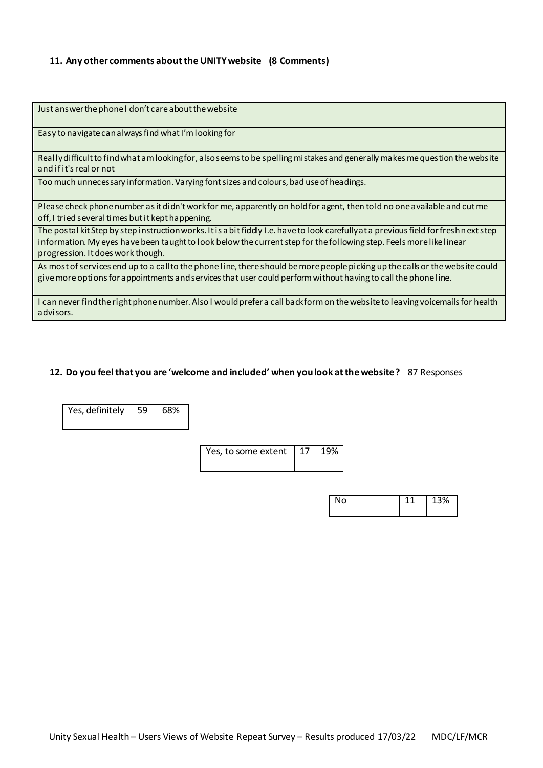**11. Any other comments about the UNITY website (8 Comments)**

| Comments |
| --- |
| Just answer the phone I don't care about the website |
| Easy to navigate can always find what I'm looking for |
| Really difficult to find what am looking for, also seems to be spelling mistakes and generally makes me question the website and if it's real or not |
| Too much unnecessary information. Varying font sizes and colours, bad use of headings. |
| Please check phone number as it didn't work for me, apparently on hold for agent, then told no one available and cut me off, I tried several times but it kept happening. |
| The postal kit Step by step instruction works. It is a bit fiddly I.e. have to look carefully at a previous field for fresh next step information. My eyes have been taught to look below the current step for the following step. Feels more like linear progression. It does work though. |
| As most of services end up to a call to the phone line, there should be more people picking up the calls or the website could give more options for appointments and services that user could perform without having to call the phone line. |
| I can never find the right phone number. Also I would prefer a call back form on the website to leaving voicemails for health advisors. |

**12. Do you feel that you are 'welcome and included' when you look at the website?** 87 Responses

| Response | Count | % |
| --- | --- | --- |
| Yes, definitely | 59 | 68% |
| Yes, to some extent | 17 | 19% |
| No | 11 | 13% |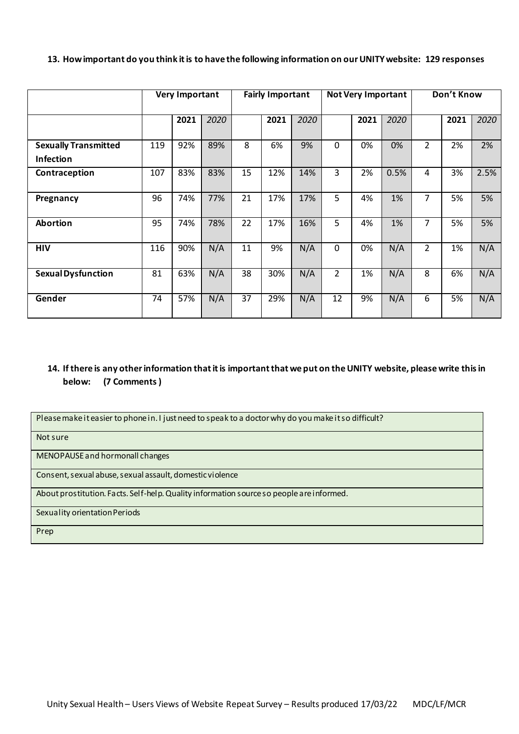**13. How important do you think it is to have the following information on our UNITY website: 129 responses**

| | Very Important | | | Fairly Important | | | Not Very Important | | | Don't Know | | |
|---|---|---|---|---|---|---|---|---|---|---|---|---|
| | | **2021** | *2020* | | **2021** | *2020* | | **2021** | *2020* | | **2021** | *2020* |
| **Sexually Transmitted Infection** | 119 | 92% | 89% | 8 | 6% | 9% | 0 | 0% | 0% | 2 | 2% | 2% |
| **Contraception** | 107 | 83% | 83% | 15 | 12% | 14% | 3 | 2% | 0.5% | 4 | 3% | 2.5% |
| **Pregnancy** | 96 | 74% | 77% | 21 | 17% | 17% | 5 | 4% | 1% | 7 | 5% | 5% |
| **Abortion** | 95 | 74% | 78% | 22 | 17% | 16% | 5 | 4% | 1% | 7 | 5% | 5% |
| **HIV** | 116 | 90% | N/A | 11 | 9% | N/A | 0 | 0% | N/A | 2 | 1% | N/A |
| **Sexual Dysfunction** | 81 | 63% | N/A | 38 | 30% | N/A | 2 | 1% | N/A | 8 | 6% | N/A |
| **Gender** | 74 | 57% | N/A | 37 | 29% | N/A | 12 | 9% | N/A | 6 | 5% | N/A |

**14. If there is any other information that it is important that we put on the UNITY website, please write this in below: (7 Comments )**

| |
|---|
| Please make it easier to phone in. I just need to speak to a doctor why do you make it so difficult? |
| Not sure |
| MENOPAUSE and hormonall changes |
| Consent, sexual abuse, sexual assault, domestic violence |
| About prostitution. Facts. Self-help. Quality information source so people are informed. |
| Sexuality orientation Periods |
| Prep |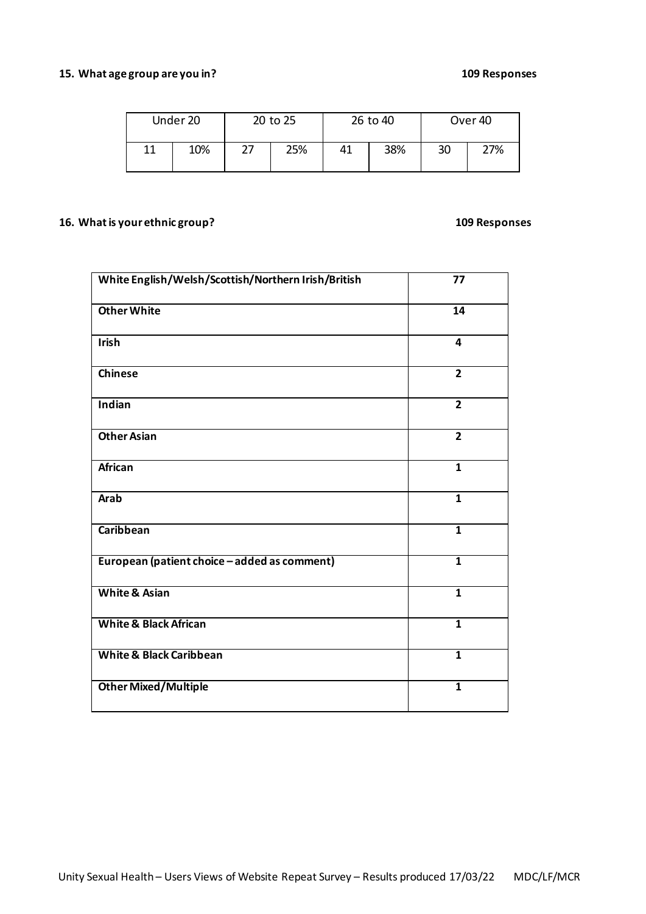**15. What age group are you in?** **109 Responses**

| Under 20 | | 20 to 25 | | 26 to 40 | | Over 40 | |
|---|---|---|---|---|---|---|---|
| 11 | 10% | 27 | 25% | 41 | 38% | 30 | 27% |

**16. What is your ethnic group?** **109 Responses**

| | |
|---|---|
| **White English/Welsh/Scottish/Northern Irish/British** | **77** |
| **Other White** | **14** |
| **Irish** | **4** |
| **Chinese** | **2** |
| **Indian** | **2** |
| **Other Asian** | **2** |
| **African** | **1** |
| **Arab** | **1** |
| **Caribbean** | **1** |
| **European (patient choice – added as comment)** | **1** |
| **White & Asian** | **1** |
| **White & Black African** | **1** |
| **White & Black Caribbean** | **1** |
| **Other Mixed/Multiple** | **1** |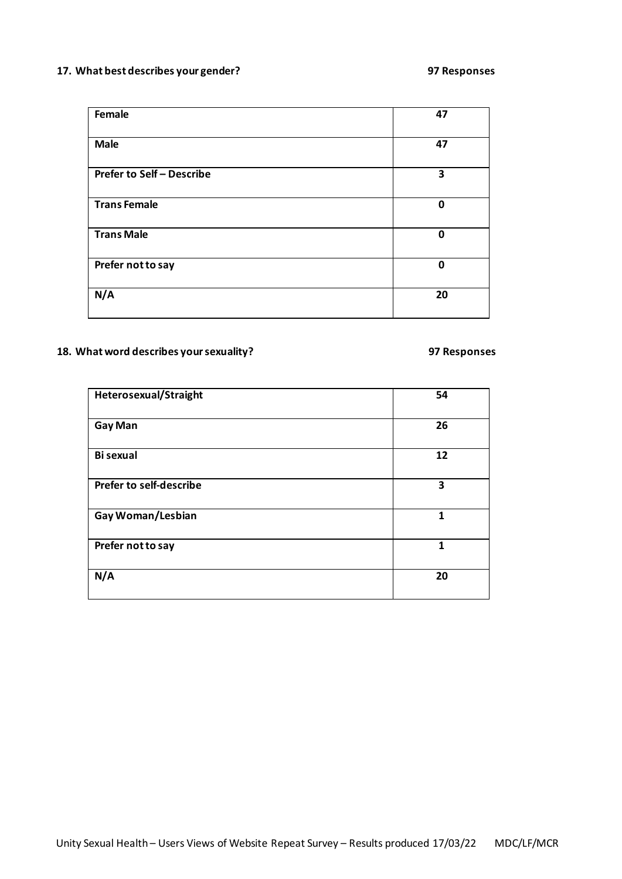**17. What best describes your gender?** **97 Responses**

| | |
|---|---|
| **Female** | **47** |
| **Male** | **47** |
| **Prefer to Self – Describe** | **3** |
| **Trans Female** | **0** |
| **Trans Male** | **0** |
| **Prefer not to say** | **0** |
| **N/A** | **20** |

**18. What word describes your sexuality?** **97 Responses**

| | |
|---|---|
| **Heterosexual/Straight** | **54** |
| **Gay Man** | **26** |
| **Bi sexual** | **12** |
| **Prefer to self-describe** | **3** |
| **Gay Woman/Lesbian** | **1** |
| **Prefer not to say** | **1** |
| **N/A** | **20** |